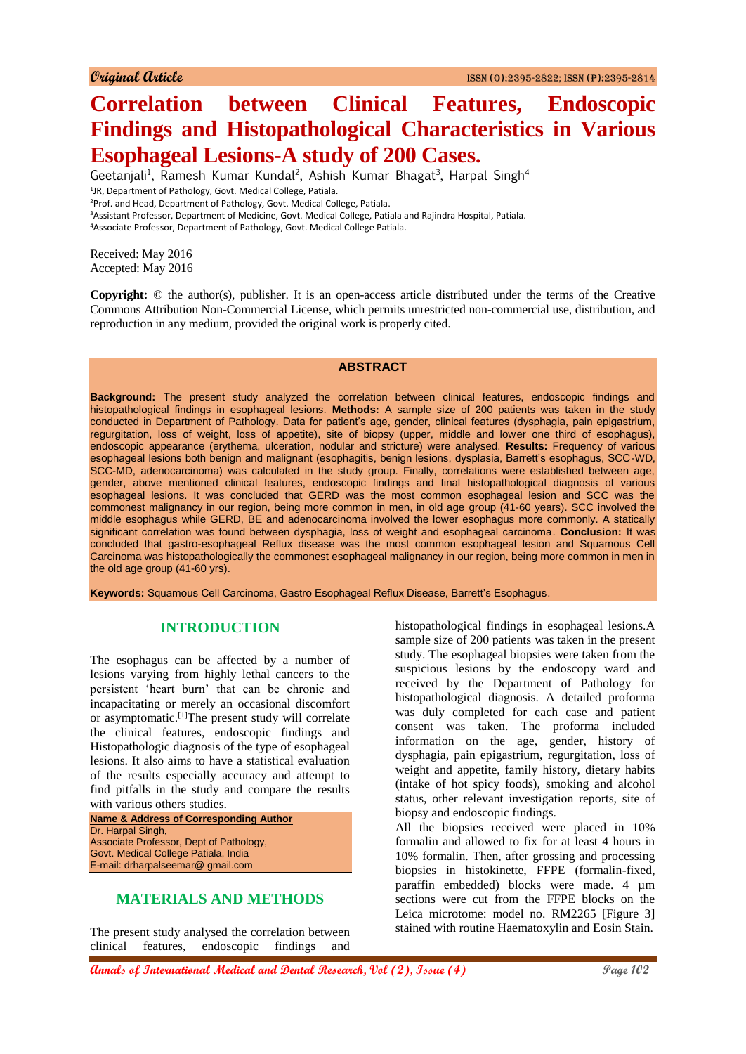Original Article

# Correlation between Clinical Features, Endoscopic Findings and Histopathological Characteristics in Various Esophageal Lesions-A study of 200 Cases.

Geetanjali[1], Ramesh Kumar Kundal[2], Ashish Kumar Bhagat[3], Harpal Singh[4]

[1]JR, Department of Pathology, Govt. Medical College, Patiala.
[2]Prof. and Head, Department of Pathology, Govt. Medical College, Patiala.
[3]Assistant Professor, Department of Medicine, Govt. Medical College, Patiala and Rajindra Hospital, Patiala.
[4]Associate Professor, Department of Pathology, Govt. Medical College Patiala.

Received: May 2016
Accepted: May 2016

**Copyright:** © the author(s), publisher. It is an open-access article distributed under the terms of the Creative Commons Attribution Non-Commercial License, which permits unrestricted non-commercial use, distribution, and reproduction in any medium, provided the original work is properly cited.

## ABSTRACT

**Background:** The present study analyzed the correlation between clinical features, endoscopic findings and histopathological findings in esophageal lesions. **Methods:** A sample size of 200 patients was taken in the study conducted in Department of Pathology. Data for patient's age, gender, clinical features (dysphagia, pain epigastrium, regurgitation, loss of weight, loss of appetite), site of biopsy (upper, middle and lower one third of esophagus), endoscopic appearance (erythema, ulceration, nodular and stricture) were analysed. **Results:** Frequency of various esophageal lesions both benign and malignant (esophagitis, benign lesions, dysplasia, Barrett's esophagus, SCC-WD, SCC-MD, adenocarcinoma) was calculated in the study group. Finally, correlations were established between age, gender, above mentioned clinical features, endoscopic findings and final histopathological diagnosis of various esophageal lesions. It was concluded that GERD was the most common esophageal lesion and SCC was the commonest malignancy in our region, being more common in men, in old age group (41-60 years). SCC involved the middle esophagus while GERD, BE and adenocarcinoma involved the lower esophagus more commonly. A statically significant correlation was found between dysphagia, loss of weight and esophageal carcinoma. **Conclusion:** It was concluded that gastro-esophageal Reflux disease was the most common esophageal lesion and Squamous Cell Carcinoma was histopathologically the commonest esophageal malignancy in our region, being more common in men in the old age group (41-60 yrs).

**Keywords:** Squamous Cell Carcinoma, Gastro Esophageal Reflux Disease, Barrett's Esophagus.

## INTRODUCTION

The esophagus can be affected by a number of lesions varying from highly lethal cancers to the persistent 'heart burn' that can be chronic and incapacitating or merely an occasional discomfort or asymptomatic.[1] The present study will correlate the clinical features, endoscopic findings and Histopathologic diagnosis of the type of esophageal lesions. It also aims to have a statistical evaluation of the results especially accuracy and attempt to find pitfalls in the study and compare the results with various others studies.

**Name & Address of Corresponding Author**
Dr. Harpal Singh,
Associate Professor, Dept of Pathology,
Govt. Medical College Patiala, India
E-mail: drharpalseemar@ gmail.com

## MATERIALS AND METHODS

The present study analysed the correlation between clinical features, endoscopic findings and histopathological findings in esophageal lesions. A sample size of 200 patients was taken in the present study. The esophageal biopsies were taken from the suspicious lesions by the endoscopy ward and received by the Department of Pathology for histopathological diagnosis. A detailed proforma was duly completed for each case and patient consent was taken. The proforma included information on the age, gender, history of dysphagia, pain epigastrium, regurgitation, loss of weight and appetite, family history, dietary habits (intake of hot spicy foods), smoking and alcohol status, other relevant investigation reports, site of biopsy and endoscopic findings.

All the biopsies received were placed in 10% formalin and allowed to fix for at least 4 hours in 10% formalin. Then, after grossing and processing biopsies in histokinette, FFPE (formalin-fixed, paraffin embedded) blocks were made. 4 µm sections were cut from the FFPE blocks on the Leica microtome: model no. RM2265 [Figure 3] stained with routine Haematoxylin and Eosin Stain.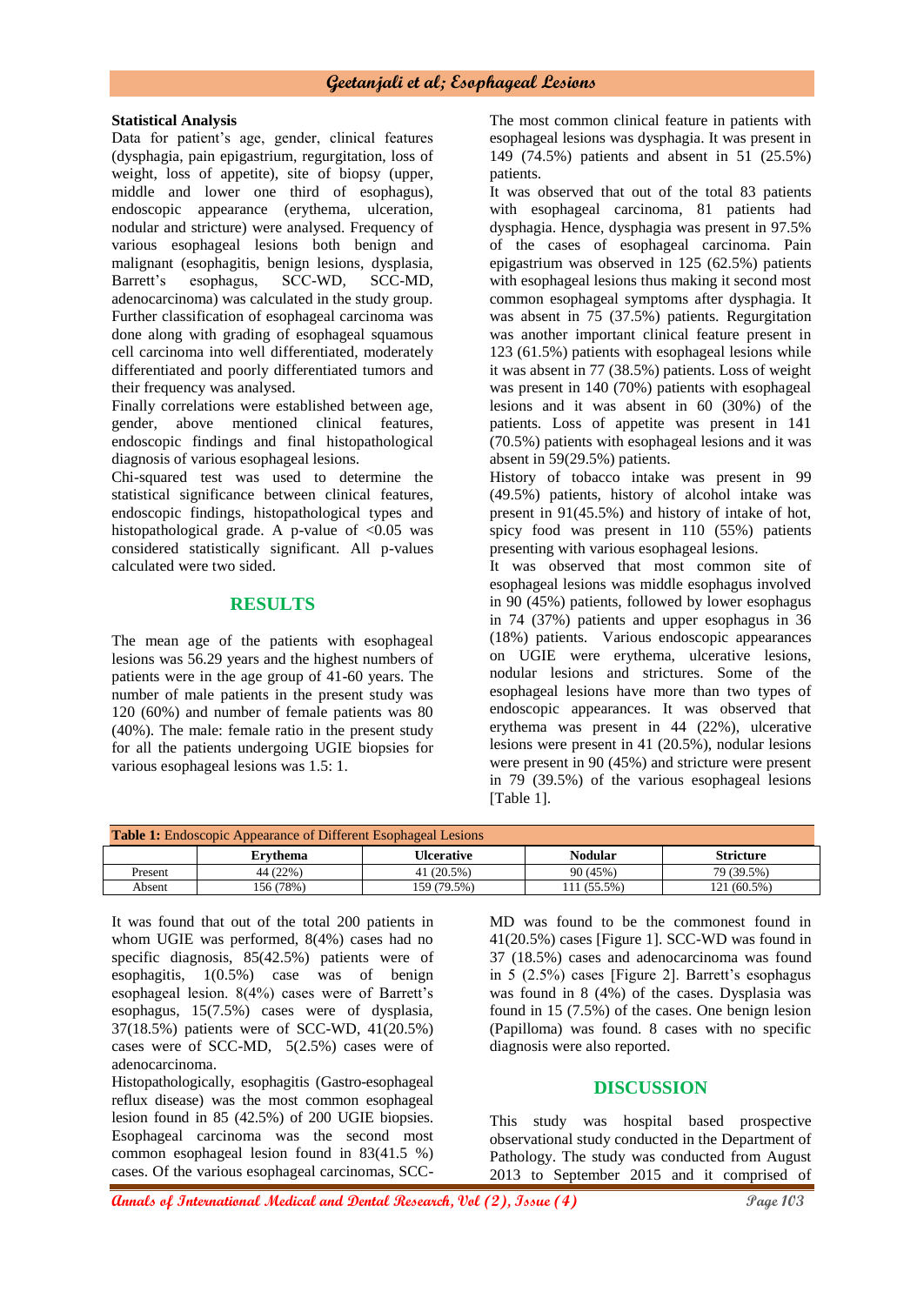**Statistical Analysis**

Data for patient's age, gender, clinical features (dysphagia, pain epigastrium, regurgitation, loss of weight, loss of appetite), site of biopsy (upper, middle and lower one third of esophagus), endoscopic appearance (erythema, ulceration, nodular and stricture) were analysed. Frequency of various esophageal lesions both benign and malignant (esophagitis, benign lesions, dysplasia, Barrett's esophagus, SCC-WD, SCC-MD, adenocarcinoma) was calculated in the study group. Further classification of esophageal carcinoma was done along with grading of esophageal squamous cell carcinoma into well differentiated, moderately differentiated and poorly differentiated tumors and their frequency was analysed.

Finally correlations were established between age, gender, above mentioned clinical features, endoscopic findings and final histopathological diagnosis of various esophageal lesions.

Chi-squared test was used to determine the statistical significance between clinical features, endoscopic findings, histopathological types and histopathological grade. A p-value of $<0.05$ was considered statistically significant. All p-values calculated were two sided.

## RESULTS

The mean age of the patients with esophageal lesions was 56.29 years and the highest numbers of patients were in the age group of 41-60 years. The number of male patients in the present study was 120 (60%) and number of female patients was 80 (40%). The male: female ratio in the present study for all the patients undergoing UGIE biopsies for various esophageal lesions was 1.5: 1.

The most common clinical feature in patients with esophageal lesions was dysphagia. It was present in 149 (74.5%) patients and absent in 51 (25.5%) patients.

It was observed that out of the total 83 patients with esophageal carcinoma, 81 patients had dysphagia. Hence, dysphagia was present in 97.5% of the cases of esophageal carcinoma. Pain epigastrium was observed in 125 (62.5%) patients with esophageal lesions thus making it second most common esophageal symptoms after dysphagia. It was absent in 75 (37.5%) patients. Regurgitation was another important clinical feature present in 123 (61.5%) patients with esophageal lesions while it was absent in 77 (38.5%) patients. Loss of weight was present in 140 (70%) patients with esophageal lesions and it was absent in 60 (30%) of the patients. Loss of appetite was present in 141 (70.5%) patients with esophageal lesions and it was absent in 59(29.5%) patients.

History of tobacco intake was present in 99 (49.5%) patients, history of alcohol intake was present in 91(45.5%) and history of intake of hot, spicy food was present in 110 (55%) patients presenting with various esophageal lesions.

It was observed that most common site of esophageal lesions was middle esophagus involved in 90 (45%) patients, followed by lower esophagus in 74 (37%) patients and upper esophagus in 36 (18%) patients. Various endoscopic appearances on UGIE were erythema, ulcerative lesions, nodular lesions and strictures. Some of the esophageal lesions have more than two types of endoscopic appearances. It was observed that erythema was present in 44 (22%), ulcerative lesions were present in 41 (20.5%), nodular lesions were present in 90 (45%) and stricture were present in 79 (39.5%) of the various esophageal lesions [Table 1].

**Table 1:** Endoscopic Appearance of Different Esophageal Lesions

| | Erythema | Ulcerative | Nodular | Stricture |
|---|---|---|---|---|
| Present | 44 (22%) | 41 (20.5%) | 90 (45%) | 79 (39.5%) |
| Absent | 156 (78%) | 159 (79.5%) | 111 (55.5%) | 121 (60.5%) |

It was found that out of the total 200 patients in whom UGIE was performed, 8(4%) cases had no specific diagnosis, 85(42.5%) patients were of esophagitis, 1(0.5%) case was of benign esophageal lesion. 8(4%) cases were of Barrett's esophagus, 15(7.5%) cases were of dysplasia, 37(18.5%) patients were of SCC-WD, 41(20.5%) cases were of SCC-MD, 5(2.5%) cases were of adenocarcinoma.

Histopathologically, esophagitis (Gastro-esophageal reflux disease) was the most common esophageal lesion found in 85 (42.5%) of 200 UGIE biopsies. Esophageal carcinoma was the second most common esophageal lesion found in 83(41.5 %) cases. Of the various esophageal carcinomas, SCC-MD was found to be the commonest found in 41(20.5%) cases [Figure 1]. SCC-WD was found in 37 (18.5%) cases and adenocarcinoma was found in 5 (2.5%) cases [Figure 2]. Barrett's esophagus was found in 8 (4%) of the cases. Dysplasia was found in 15 (7.5%) of the cases. One benign lesion (Papilloma) was found. 8 cases with no specific diagnosis were also reported.

## DISCUSSION

This study was hospital based prospective observational study conducted in the Department of Pathology. The study was conducted from August 2013 to September 2015 and it comprised of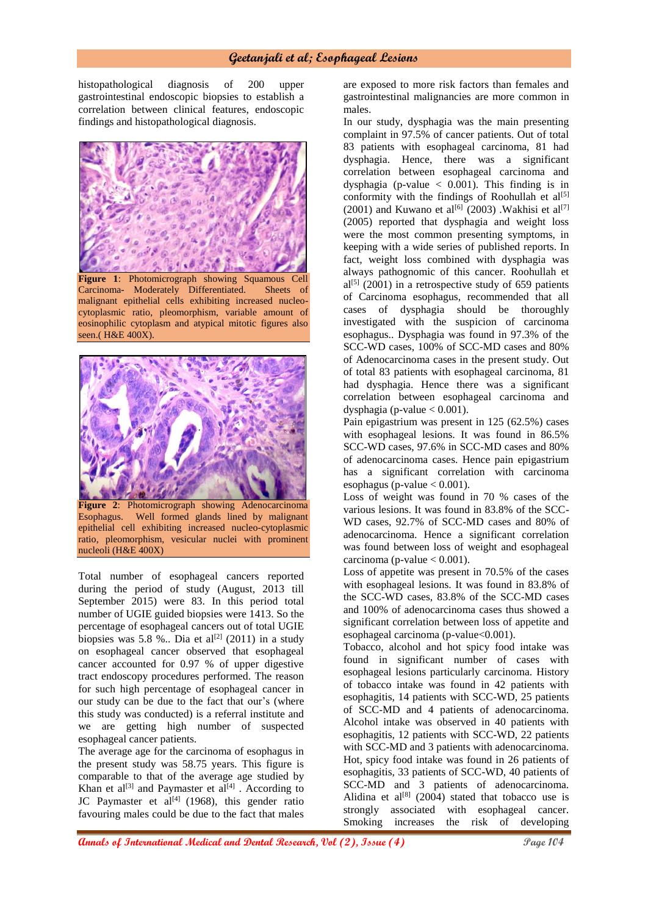histopathological diagnosis of 200 upper gastrointestinal endoscopic biopsies to establish a correlation between clinical features, endoscopic findings and histopathological diagnosis.

**Figure 1**: Photomicrograph showing Squamous Cell Carcinoma- Moderately Differentiated. Sheets of malignant epithelial cells exhibiting increased nucleo-cytoplasmic ratio, pleomorphism, variable amount of eosinophilic cytoplasm and atypical mitotic figures also seen.( H&E 400X).

**Figure 2**: Photomicrograph showing Adenocarcinoma Esophagus. Well formed glands lined by malignant epithelial cell exhibiting increased nucleo-cytoplasmic ratio, pleomorphism, vesicular nuclei with prominent nucleoli (H&E 400X)

Total number of esophageal cancers reported during the period of study (August, 2013 till September 2015) were 83. In this period total number of UGIE guided biopsies were 1413. So the percentage of esophageal cancers out of total UGIE biopsies was 5.8 %.. Dia et al[2] (2011) in a study on esophageal cancer observed that esophageal cancer accounted for 0.97 % of upper digestive tract endoscopy procedures performed. The reason for such high percentage of esophageal cancer in our study can be due to the fact that our's (where this study was conducted) is a referral institute and we are getting high number of suspected esophageal cancer patients.

The average age for the carcinoma of esophagus in the present study was 58.75 years. This figure is comparable to that of the average age studied by Khan et al[3] and Paymaster et al[4] . According to JC Paymaster et al[4] (1968), this gender ratio favouring males could be due to the fact that males are exposed to more risk factors than females and gastrointestinal malignancies are more common in males.

In our study, dysphagia was the main presenting complaint in 97.5% of cancer patients. Out of total 83 patients with esophageal carcinoma, 81 had dysphagia. Hence, there was a significant correlation between esophageal carcinoma and dysphagia (p-value < 0.001). This finding is in conformity with the findings of Roohullah et al[5] (2001) and Kuwano et al[6] (2003) .Wakhisi et al[7] (2005) reported that dysphagia and weight loss were the most common presenting symptoms, in keeping with a wide series of published reports. In fact, weight loss combined with dysphagia was always pathognomic of this cancer. Roohullah et al[5] (2001) in a retrospective study of 659 patients of Carcinoma esophagus, recommended that all cases of dysphagia should be thoroughly investigated with the suspicion of carcinoma esophagus.. Dysphagia was found in 97.3% of the SCC-WD cases, 100% of SCC-MD cases and 80% of Adenocarcinoma cases in the present study. Out of total 83 patients with esophageal carcinoma, 81 had dysphagia. Hence there was a significant correlation between esophageal carcinoma and dysphagia (p-value < 0.001).

Pain epigastrium was present in 125 (62.5%) cases with esophageal lesions. It was found in 86.5% SCC-WD cases, 97.6% in SCC-MD cases and 80% of adenocarcinoma cases. Hence pain epigastrium has a significant correlation with carcinoma esophagus (p-value < 0.001).

Loss of weight was found in 70 % cases of the various lesions. It was found in 83.8% of the SCC-WD cases, 92.7% of SCC-MD cases and 80% of adenocarcinoma. Hence a significant correlation was found between loss of weight and esophageal carcinoma (p-value < 0.001).

Loss of appetite was present in 70.5% of the cases with esophageal lesions. It was found in 83.8% of the SCC-WD cases, 83.8% of the SCC-MD cases and 100% of adenocarcinoma cases thus showed a significant correlation between loss of appetite and esophageal carcinoma (p-value<0.001).

Tobacco, alcohol and hot spicy food intake was found in significant number of cases with esophageal lesions particularly carcinoma. History of tobacco intake was found in 42 patients with esophagitis, 14 patients with SCC-WD, 25 patients of SCC-MD and 4 patients of adenocarcinoma. Alcohol intake was observed in 40 patients with esophagitis, 12 patients with SCC-WD, 22 patients with SCC-MD and 3 patients with adenocarcinoma. Hot, spicy food intake was found in 26 patients of esophagitis, 33 patients of SCC-WD, 40 patients of SCC-MD and 3 patients of adenocarcinoma. Alidina et al[8] (2004) stated that tobacco use is strongly associated with esophageal cancer. Smoking increases the risk of developing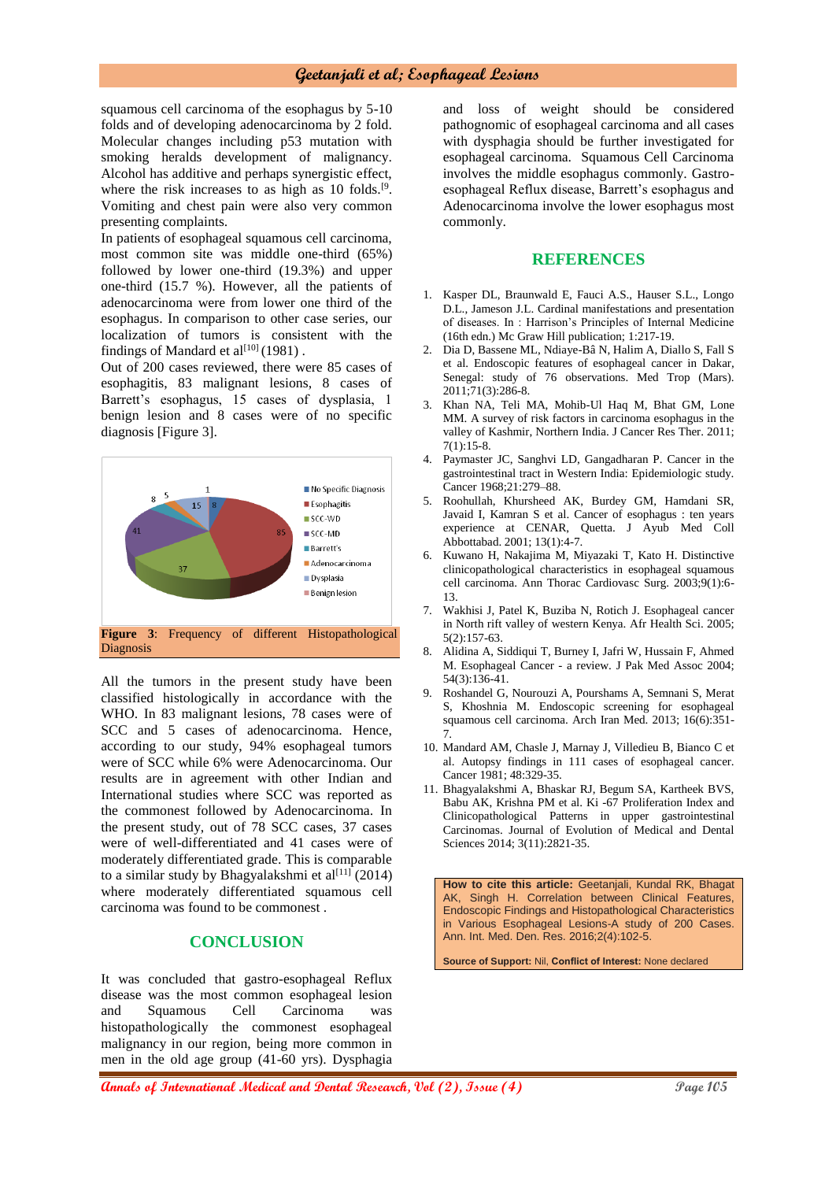squamous cell carcinoma of the esophagus by 5-10 folds and of developing adenocarcinoma by 2 fold. Molecular changes including p53 mutation with smoking heralds development of malignancy. Alcohol has additive and perhaps synergistic effect, where the risk increases to as high as 10 folds.[9]. Vomiting and chest pain were also very common presenting complaints.

In patients of esophageal squamous cell carcinoma, most common site was middle one-third (65%) followed by lower one-third (19.3%) and upper one-third (15.7 %). However, all the patients of adenocarcinoma were from lower one third of the esophagus. In comparison to other case series, our localization of tumors is consistent with the findings of Mandard et al[10] (1981) .

Out of 200 cases reviewed, there were 85 cases of esophagitis, 83 malignant lesions, 8 cases of Barrett's esophagus, 15 cases of dysplasia, 1 benign lesion and 8 cases were of no specific diagnosis [Figure 3].

No Specific Diagnosis
Esophagitis
SCC-WD
SCC-MD
Barrett's
Adenocarcinoma
Dysplasia
Benign lesion

8
85
37
41
8
5
15
1

**Figure 3**: Frequency of different Histopathological Diagnosis

All the tumors in the present study have been classified histologically in accordance with the WHO. In 83 malignant lesions, 78 cases were of SCC and 5 cases of adenocarcinoma. Hence, according to our study, 94% esophageal tumors were of SCC while 6% were Adenocarcinoma. Our results are in agreement with other Indian and International studies where SCC was reported as the commonest followed by Adenocarcinoma. In the present study, out of 78 SCC cases, 37 cases were of well-differentiated and 41 cases were of moderately differentiated grade. This is comparable to a similar study by Bhagyalakshmi et al[11] (2014) where moderately differentiated squamous cell carcinoma was found to be commonest .

## CONCLUSION

It was concluded that gastro-esophageal Reflux disease was the most common esophageal lesion and Squamous Cell Carcinoma was histopathologically the commonest esophageal malignancy in our region, being more common in men in the old age group (41-60 yrs). Dysphagia and loss of weight should be considered pathognomic of esophageal carcinoma and all cases with dysphagia should be further investigated for esophageal carcinoma. Squamous Cell Carcinoma involves the middle esophagus commonly. Gastro-esophageal Reflux disease, Barrett's esophagus and Adenocarcinoma involve the lower esophagus most commonly.

## REFERENCES

1. Kasper DL, Braunwald E, Fauci A.S., Hauser S.L., Longo D.L., Jameson J.L. Cardinal manifestations and presentation of diseases. In : Harrison's Principles of Internal Medicine (16th edn.) Mc Graw Hill publication; 1:217-19.
2. Dia D, Bassene ML, Ndiaye-Bâ N, Halim A, Diallo S, Fall S et al. Endoscopic features of esophageal cancer in Dakar, Senegal: study of 76 observations. Med Trop (Mars). 2011;71(3):286-8.
3. Khan NA, Teli MA, Mohib-Ul Haq M, Bhat GM, Lone MM. A survey of risk factors in carcinoma esophagus in the valley of Kashmir, Northern India. J Cancer Res Ther. 2011; 7(1):15-8.
4. Paymaster JC, Sanghvi LD, Gangadharan P. Cancer in the gastrointestinal tract in Western India: Epidemiologic study. Cancer 1968;21:279–88.
5. Roohullah, Khursheed AK, Burdey GM, Hamdani SR, Javaid I, Kamran S et al. Cancer of esophagus : ten years experience at CENAR, Quetta. J Ayub Med Coll Abbottabad. 2001; 13(1):4-7.
6. Kuwano H, Nakajima M, Miyazaki T, Kato H. Distinctive clinicopathological characteristics in esophageal squamous cell carcinoma. Ann Thorac Cardiovasc Surg. 2003;9(1):6-13.
7. Wakhisi J, Patel K, Buziba N, Rotich J. Esophageal cancer in North rift valley of western Kenya. Afr Health Sci. 2005; 5(2):157-63.
8. Alidina A, Siddiqui T, Burney I, Jafri W, Hussain F, Ahmed M. Esophageal Cancer - a review. J Pak Med Assoc 2004; 54(3):136-41.
9. Roshandel G, Nourouzi A, Pourshams A, Semnani S, Merat S, Khoshnia M. Endoscopic screening for esophageal squamous cell carcinoma. Arch Iran Med. 2013; 16(6):351-7.
10. Mandard AM, Chasle J, Marnay J, Villedieu B, Bianco C et al. Autopsy findings in 111 cases of esophageal cancer. Cancer 1981; 48:329-35.
11. Bhagyalakshmi A, Bhaskar RJ, Begum SA, Kartheek BVS, Babu AK, Krishna PM et al. Ki -67 Proliferation Index and Clinicopathological Patterns in upper gastrointestinal Carcinomas. Journal of Evolution of Medical and Dental Sciences 2014; 3(11):2821-35.

**How to cite this article:** Geetanjali, Kundal RK, Bhagat AK, Singh H. Correlation between Clinical Features, Endoscopic Findings and Histopathological Characteristics in Various Esophageal Lesions-A study of 200 Cases. Ann. Int. Med. Den. Res. 2016;2(4):102-5.

**Source of Support:** Nil, **Conflict of Interest:** None declared